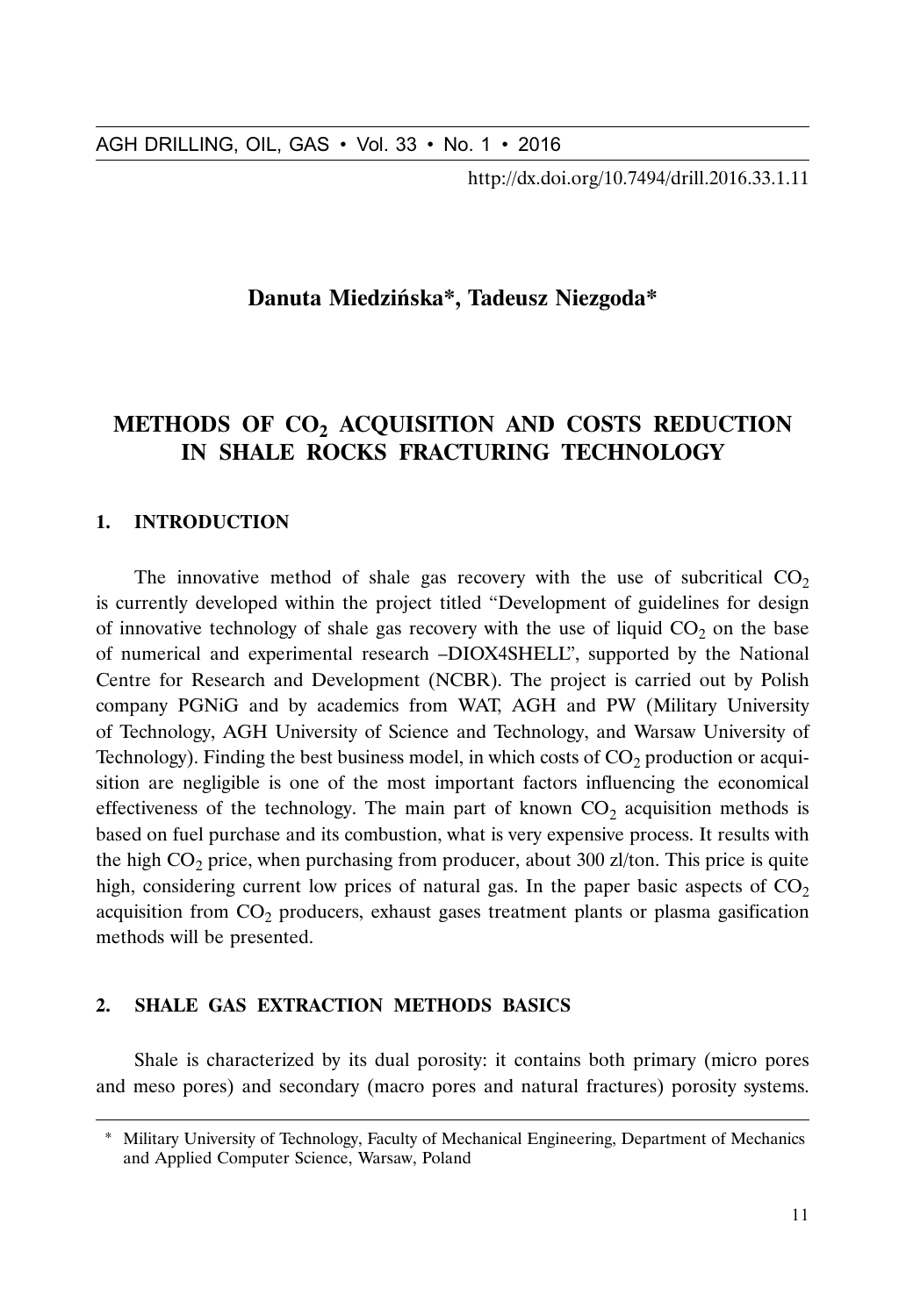http://dx.doi.org/10.7494/drill.2016.33.1.11

**Danuta Miedzińska\*, Tadeusz Niezgoda\***

# METHODS OF $CO_2$ ACQUISITION AND COSTS REDUCTION IN SHALE ROCKS FRACTURING TECHNOLOGY

## 1. INTRODUCTION

The innovative method of shale gas recovery with the use of subcritical $CO_2$ is currently developed within the project titled "Development of guidelines for design of innovative technology of shale gas recovery with the use of liquid $CO_2$ on the base of numerical and experimental research –DIOX4SHELL", supported by the National Centre for Research and Development (NCBR). The project is carried out by Polish company PGNiG and by academics from WAT, AGH and PW (Military University of Technology, AGH University of Science and Technology, and Warsaw University of Technology). Finding the best business model, in which costs of $CO_2$ production or acquisition are negligible is one of the most important factors influencing the economical effectiveness of the technology. The main part of known $CO_2$ acquisition methods is based on fuel purchase and its combustion, what is very expensive process. It results with the high $CO_2$ price, when purchasing from producer, about 300 zl/ton. This price is quite high, considering current low prices of natural gas. In the paper basic aspects of $CO_2$ acquisition from $CO_2$ producers, exhaust gases treatment plants or plasma gasification methods will be presented.

## 2. SHALE GAS EXTRACTION METHODS BASICS

Shale is characterized by its dual porosity: it contains both primary (micro pores and meso pores) and secondary (macro pores and natural fractures) porosity systems.

---

\* Military University of Technology, Faculty of Mechanical Engineering, Department of Mechanics and Applied Computer Science, Warsaw, Poland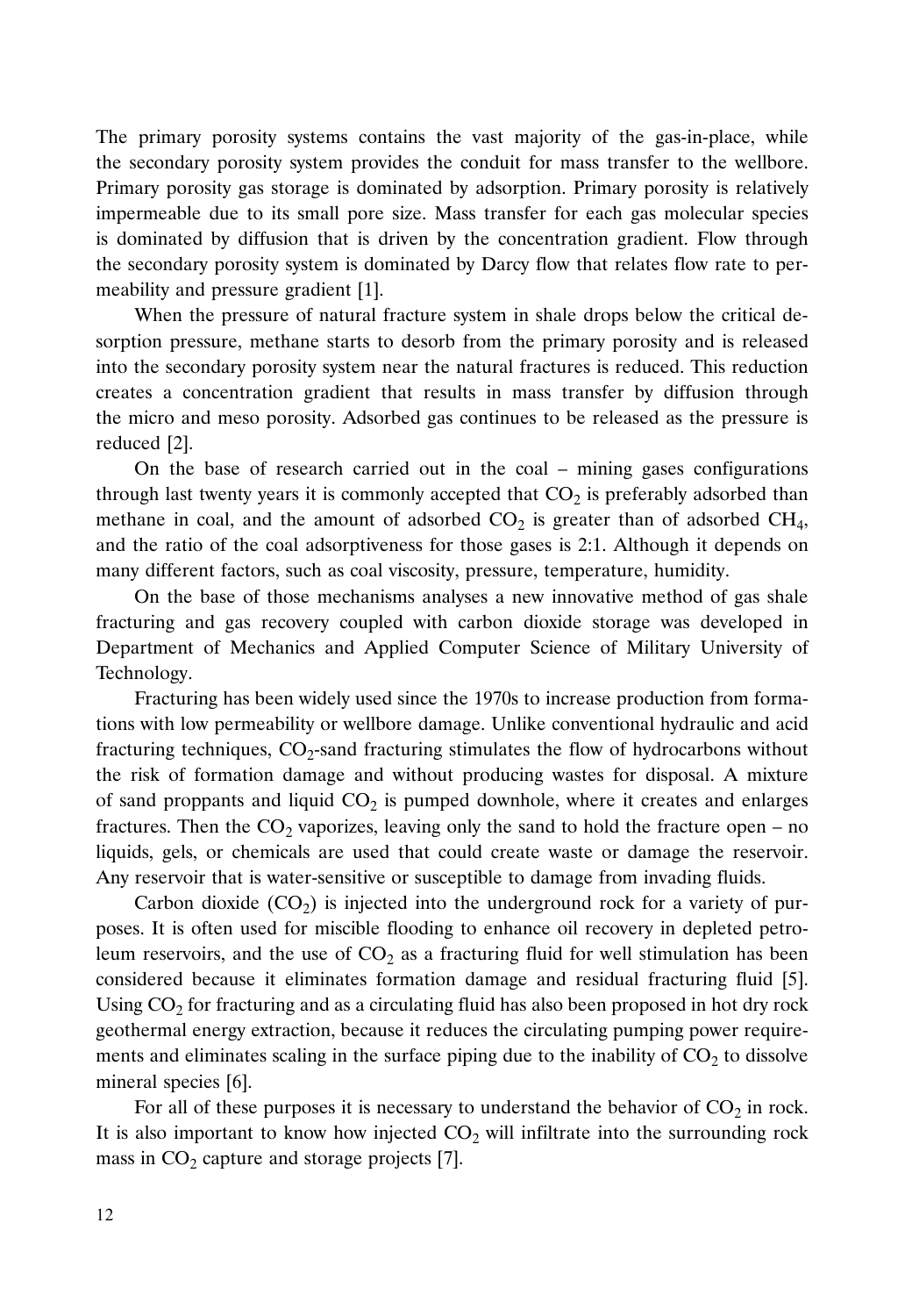The primary porosity systems contains the vast majority of the gas-in-place, while the secondary porosity system provides the conduit for mass transfer to the wellbore. Primary porosity gas storage is dominated by adsorption. Primary porosity is relatively impermeable due to its small pore size. Mass transfer for each gas molecular species is dominated by diffusion that is driven by the concentration gradient. Flow through the secondary porosity system is dominated by Darcy flow that relates flow rate to permeability and pressure gradient [1].

When the pressure of natural fracture system in shale drops below the critical desorption pressure, methane starts to desorb from the primary porosity and is released into the secondary porosity system near the natural fractures is reduced. This reduction creates a concentration gradient that results in mass transfer by diffusion through the micro and meso porosity. Adsorbed gas continues to be released as the pressure is reduced [2].

On the base of research carried out in the coal – mining gases configurations through last twenty years it is commonly accepted that $CO_2$ is preferably adsorbed than methane in coal, and the amount of adsorbed $CO_2$ is greater than of adsorbed $CH_4$, and the ratio of the coal adsorptiveness for those gases is 2:1. Although it depends on many different factors, such as coal viscosity, pressure, temperature, humidity.

On the base of those mechanisms analyses a new innovative method of gas shale fracturing and gas recovery coupled with carbon dioxide storage was developed in Department of Mechanics and Applied Computer Science of Military University of Technology.

Fracturing has been widely used since the 1970s to increase production from formations with low permeability or wellbore damage. Unlike conventional hydraulic and acid fracturing techniques, $CO_2$-sand fracturing stimulates the flow of hydrocarbons without the risk of formation damage and without producing wastes for disposal. A mixture of sand proppants and liquid $CO_2$ is pumped downhole, where it creates and enlarges fractures. Then the $CO_2$ vaporizes, leaving only the sand to hold the fracture open – no liquids, gels, or chemicals are used that could create waste or damage the reservoir. Any reservoir that is water-sensitive or susceptible to damage from invading fluids.

Carbon dioxide ($CO_2$) is injected into the underground rock for a variety of purposes. It is often used for miscible flooding to enhance oil recovery in depleted petroleum reservoirs, and the use of $CO_2$ as a fracturing fluid for well stimulation has been considered because it eliminates formation damage and residual fracturing fluid [5]. Using $CO_2$ for fracturing and as a circulating fluid has also been proposed in hot dry rock geothermal energy extraction, because it reduces the circulating pumping power requirements and eliminates scaling in the surface piping due to the inability of $CO_2$ to dissolve mineral species [6].

For all of these purposes it is necessary to understand the behavior of $CO_2$ in rock. It is also important to know how injected $CO_2$ will infiltrate into the surrounding rock mass in $CO_2$ capture and storage projects [7].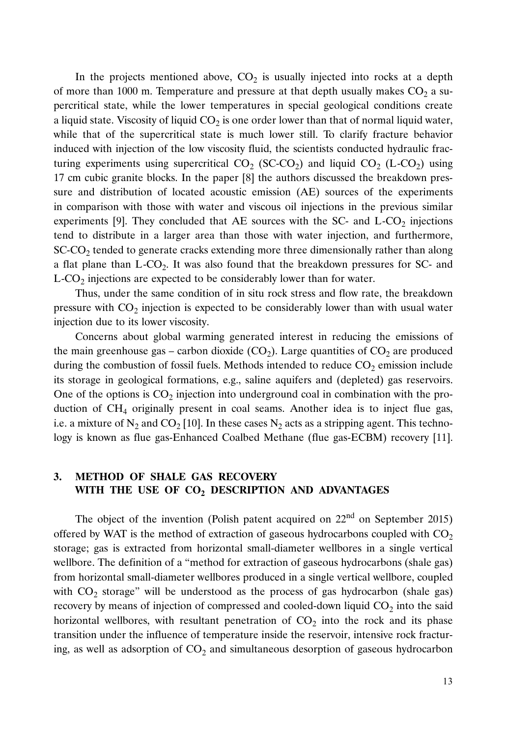In the projects mentioned above, $CO_2$ is usually injected into rocks at a depth of more than 1000 m. Temperature and pressure at that depth usually makes $CO_2$ a supercritical state, while the lower temperatures in special geological conditions create a liquid state. Viscosity of liquid $CO_2$ is one order lower than that of normal liquid water, while that of the supercritical state is much lower still. To clarify fracture behavior induced with injection of the low viscosity fluid, the scientists conducted hydraulic fracturing experiments using supercritical $CO_2$ (SC-$CO_2$) and liquid $CO_2$ (L-$CO_2$) using 17 cm cubic granite blocks. In the paper [8] the authors discussed the breakdown pressure and distribution of located acoustic emission (AE) sources of the experiments in comparison with those with water and viscous oil injections in the previous similar experiments [9]. They concluded that AE sources with the SC- and L-$CO_2$ injections tend to distribute in a larger area than those with water injection, and furthermore, SC-$CO_2$ tended to generate cracks extending more three dimensionally rather than along a flat plane than L-$CO_2$. It was also found that the breakdown pressures for SC- and L-$CO_2$ injections are expected to be considerably lower than for water.

Thus, under the same condition of in situ rock stress and flow rate, the breakdown pressure with $CO_2$ injection is expected to be considerably lower than with usual water injection due to its lower viscosity.

Concerns about global warming generated interest in reducing the emissions of the main greenhouse gas – carbon dioxide ($CO_2$). Large quantities of $CO_2$ are produced during the combustion of fossil fuels. Methods intended to reduce $CO_2$ emission include its storage in geological formations, e.g., saline aquifers and (depleted) gas reservoirs. One of the options is $CO_2$ injection into underground coal in combination with the production of $CH_4$ originally present in coal seams. Another idea is to inject flue gas, i.e. a mixture of $N_2$ and $CO_2$ [10]. In these cases $N_2$ acts as a stripping agent. This technology is known as flue gas-Enhanced Coalbed Methane (flue gas-ECBM) recovery [11].

## 3. METHOD OF SHALE GAS RECOVERY WITH THE USE OF $CO_2$ DESCRIPTION AND ADVANTAGES

The object of the invention (Polish patent acquired on 22[nd] on September 2015) offered by WAT is the method of extraction of gaseous hydrocarbons coupled with $CO_2$ storage; gas is extracted from horizontal small-diameter wellbores in a single vertical wellbore. The definition of a "method for extraction of gaseous hydrocarbons (shale gas) from horizontal small-diameter wellbores produced in a single vertical wellbore, coupled with $CO_2$ storage" will be understood as the process of gas hydrocarbon (shale gas) recovery by means of injection of compressed and cooled-down liquid $CO_2$ into the said horizontal wellbores, with resultant penetration of $CO_2$ into the rock and its phase transition under the influence of temperature inside the reservoir, intensive rock fracturing, as well as adsorption of $CO_2$ and simultaneous desorption of gaseous hydrocarbon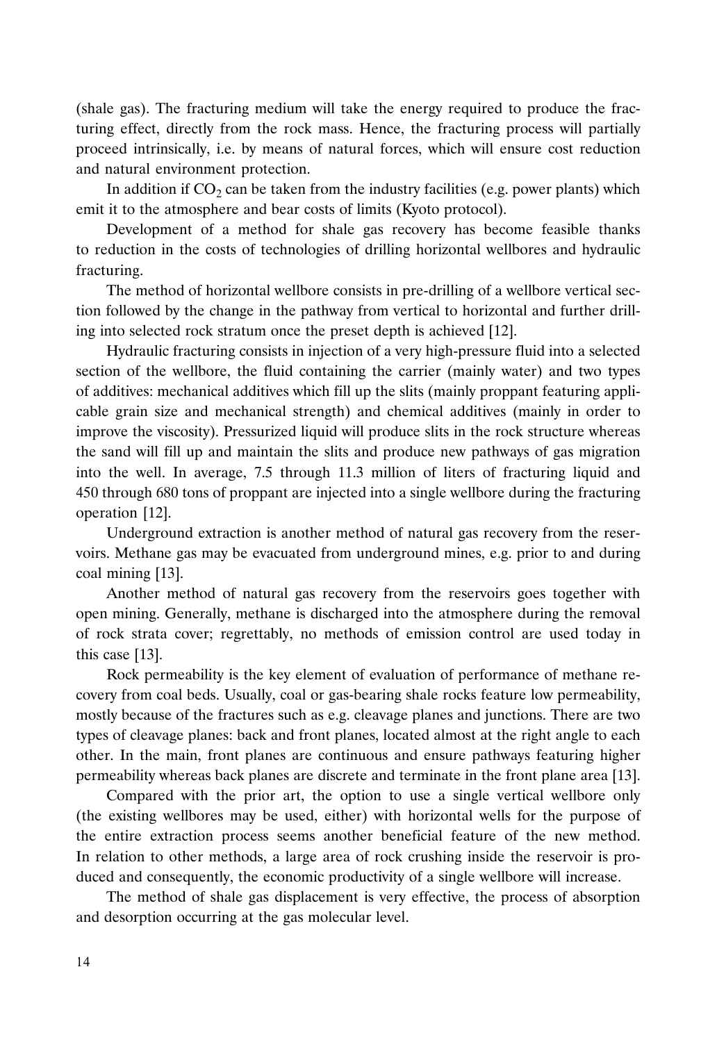(shale gas). The fracturing medium will take the energy required to produce the fracturing effect, directly from the rock mass. Hence, the fracturing process will partially proceed intrinsically, i.e. by means of natural forces, which will ensure cost reduction and natural environment protection.

In addition if $CO_2$ can be taken from the industry facilities (e.g. power plants) which emit it to the atmosphere and bear costs of limits (Kyoto protocol).

Development of a method for shale gas recovery has become feasible thanks to reduction in the costs of technologies of drilling horizontal wellbores and hydraulic fracturing.

The method of horizontal wellbore consists in pre-drilling of a wellbore vertical section followed by the change in the pathway from vertical to horizontal and further drilling into selected rock stratum once the preset depth is achieved [12].

Hydraulic fracturing consists in injection of a very high-pressure fluid into a selected section of the wellbore, the fluid containing the carrier (mainly water) and two types of additives: mechanical additives which fill up the slits (mainly proppant featuring applicable grain size and mechanical strength) and chemical additives (mainly in order to improve the viscosity). Pressurized liquid will produce slits in the rock structure whereas the sand will fill up and maintain the slits and produce new pathways of gas migration into the well. In average, 7.5 through 11.3 million of liters of fracturing liquid and 450 through 680 tons of proppant are injected into a single wellbore during the fracturing operation [12].

Underground extraction is another method of natural gas recovery from the reservoirs. Methane gas may be evacuated from underground mines, e.g. prior to and during coal mining [13].

Another method of natural gas recovery from the reservoirs goes together with open mining. Generally, methane is discharged into the atmosphere during the removal of rock strata cover; regrettably, no methods of emission control are used today in this case [13].

Rock permeability is the key element of evaluation of performance of methane recovery from coal beds. Usually, coal or gas-bearing shale rocks feature low permeability, mostly because of the fractures such as e.g. cleavage planes and junctions. There are two types of cleavage planes: back and front planes, located almost at the right angle to each other. In the main, front planes are continuous and ensure pathways featuring higher permeability whereas back planes are discrete and terminate in the front plane area [13].

Compared with the prior art, the option to use a single vertical wellbore only (the existing wellbores may be used, either) with horizontal wells for the purpose of the entire extraction process seems another beneficial feature of the new method. In relation to other methods, a large area of rock crushing inside the reservoir is produced and consequently, the economic productivity of a single wellbore will increase.

The method of shale gas displacement is very effective, the process of absorption and desorption occurring at the gas molecular level.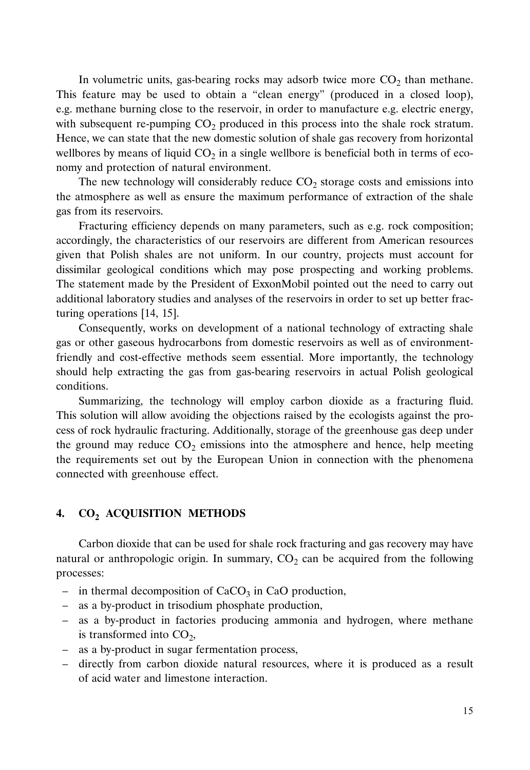In volumetric units, gas-bearing rocks may adsorb twice more $CO_2$ than methane. This feature may be used to obtain a "clean energy" (produced in a closed loop), e.g. methane burning close to the reservoir, in order to manufacture e.g. electric energy, with subsequent re-pumping $CO_2$ produced in this process into the shale rock stratum. Hence, we can state that the new domestic solution of shale gas recovery from horizontal wellbores by means of liquid $CO_2$ in a single wellbore is beneficial both in terms of economy and protection of natural environment.

The new technology will considerably reduce $CO_2$ storage costs and emissions into the atmosphere as well as ensure the maximum performance of extraction of the shale gas from its reservoirs.

Fracturing efficiency depends on many parameters, such as e.g. rock composition; accordingly, the characteristics of our reservoirs are different from American resources given that Polish shales are not uniform. In our country, projects must account for dissimilar geological conditions which may pose prospecting and working problems. The statement made by the President of ExxonMobil pointed out the need to carry out additional laboratory studies and analyses of the reservoirs in order to set up better fracturing operations [14, 15].

Consequently, works on development of a national technology of extracting shale gas or other gaseous hydrocarbons from domestic reservoirs as well as of environment-friendly and cost-effective methods seem essential. More importantly, the technology should help extracting the gas from gas-bearing reservoirs in actual Polish geological conditions.

Summarizing, the technology will employ carbon dioxide as a fracturing fluid. This solution will allow avoiding the objections raised by the ecologists against the process of rock hydraulic fracturing. Additionally, storage of the greenhouse gas deep under the ground may reduce $CO_2$ emissions into the atmosphere and hence, help meeting the requirements set out by the European Union in connection with the phenomena connected with greenhouse effect.

## 4. $CO_2$ ACQUISITION METHODS

Carbon dioxide that can be used for shale rock fracturing and gas recovery may have natural or anthropologic origin. In summary, $CO_2$ can be acquired from the following processes:

- in thermal decomposition of $CaCO_3$ in CaO production,
- as a by-product in trisodium phosphate production,
- as a by-product in factories producing ammonia and hydrogen, where methane is transformed into $CO_2$,
- as a by-product in sugar fermentation process,
- directly from carbon dioxide natural resources, where it is produced as a result of acid water and limestone interaction.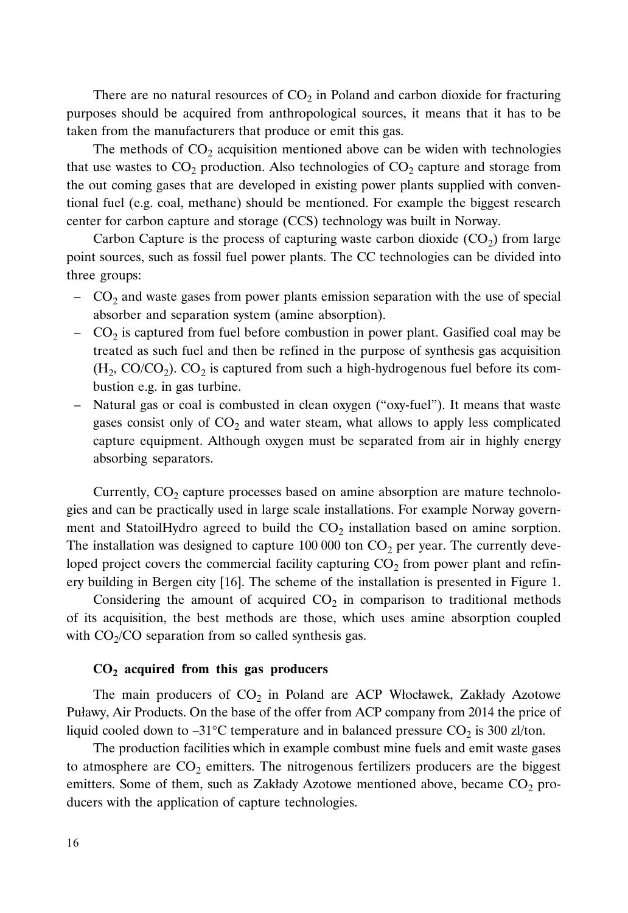There are no natural resources of $CO_2$ in Poland and carbon dioxide for fracturing purposes should be acquired from anthropological sources, it means that it has to be taken from the manufacturers that produce or emit this gas.

The methods of $CO_2$ acquisition mentioned above can be widen with technologies that use wastes to $CO_2$ production. Also technologies of $CO_2$ capture and storage from the out coming gases that are developed in existing power plants supplied with conventional fuel (e.g. coal, methane) should be mentioned. For example the biggest research center for carbon capture and storage (CCS) technology was built in Norway.

Carbon Capture is the process of capturing waste carbon dioxide ($CO_2$) from large point sources, such as fossil fuel power plants. The CC technologies can be divided into three groups:

- $CO_2$ and waste gases from power plants emission separation with the use of special absorber and separation system (amine absorption).
- $CO_2$ is captured from fuel before combustion in power plant. Gasified coal may be treated as such fuel and then be refined in the purpose of synthesis gas acquisition ($H_2$, $CO/CO_2$). $CO_2$ is captured from such a high-hydrogenous fuel before its combustion e.g. in gas turbine.
- Natural gas or coal is combusted in clean oxygen ("oxy-fuel"). It means that waste gases consist only of $CO_2$ and water steam, what allows to apply less complicated capture equipment. Although oxygen must be separated from air in highly energy absorbing separators.

Currently, $CO_2$ capture processes based on amine absorption are mature technologies and can be practically used in large scale installations. For example Norway government and StatoilHydro agreed to build the $CO_2$ installation based on amine sorption. The installation was designed to capture 100 000 ton $CO_2$ per year. The currently developed project covers the commercial facility capturing $CO_2$ from power plant and refinery building in Bergen city [16]. The scheme of the installation is presented in Figure 1.

Considering the amount of acquired $CO_2$ in comparison to traditional methods of its acquisition, the best methods are those, which uses amine absorption coupled with $CO_2/CO$ separation from so called synthesis gas.

### $CO_2$ acquired from this gas producers

The main producers of $CO_2$ in Poland are ACP Włocławek, Zakłady Azotowe Puławy, Air Products. On the base of the offer from ACP company from 2014 the price of liquid cooled down to –31°C temperature and in balanced pressure $CO_2$ is 300 zl/ton.

The production facilities which in example combust mine fuels and emit waste gases to atmosphere are $CO_2$ emitters. The nitrogenous fertilizers producers are the biggest emitters. Some of them, such as Zakłady Azotowe mentioned above, became $CO_2$ producers with the application of capture technologies.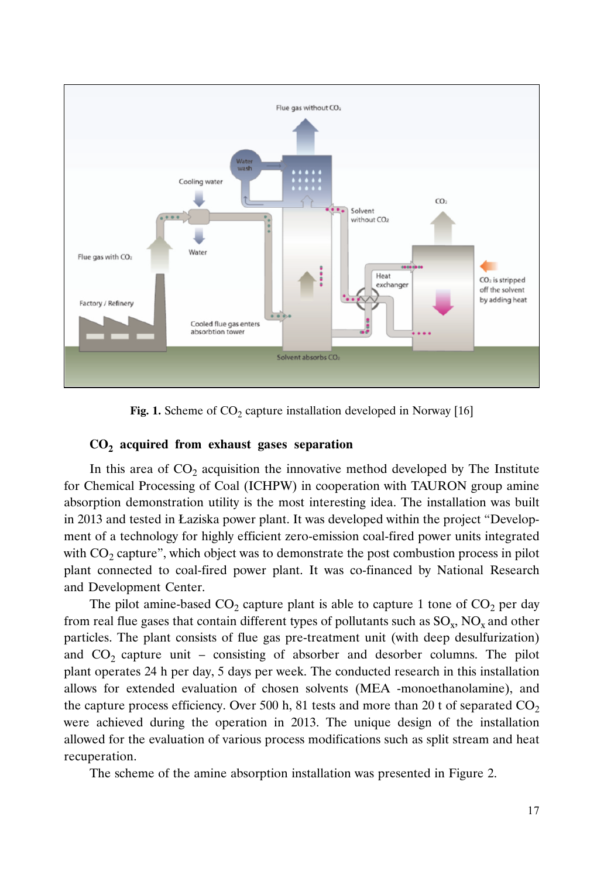Fig. 1. Scheme of $CO_2$ capture installation developed in Norway [16]

### $CO_2$ acquired from exhaust gases separation

In this area of $CO_2$ acquisition the innovative method developed by The Institute for Chemical Processing of Coal (ICHPW) in cooperation with TAURON group amine absorption demonstration utility is the most interesting idea. The installation was built in 2013 and tested in Łaziska power plant. It was developed within the project "Development of a technology for highly efficient zero-emission coal-fired power units integrated with $CO_2$ capture", which object was to demonstrate the post combustion process in pilot plant connected to coal-fired power plant. It was co-financed by National Research and Development Center.

The pilot amine-based $CO_2$ capture plant is able to capture 1 tone of $CO_2$ per day from real flue gases that contain different types of pollutants such as $SO_x$, $NO_x$ and other particles. The plant consists of flue gas pre-treatment unit (with deep desulfurization) and $CO_2$ capture unit – consisting of absorber and desorber columns. The pilot plant operates 24 h per day, 5 days per week. The conducted research in this installation allows for extended evaluation of chosen solvents (MEA -monoethanolamine), and the capture process efficiency. Over 500 h, 81 tests and more than 20 t of separated $CO_2$ were achieved during the operation in 2013. The unique design of the installation allowed for the evaluation of various process modifications such as split stream and heat recuperation.

The scheme of the amine absorption installation was presented in Figure 2.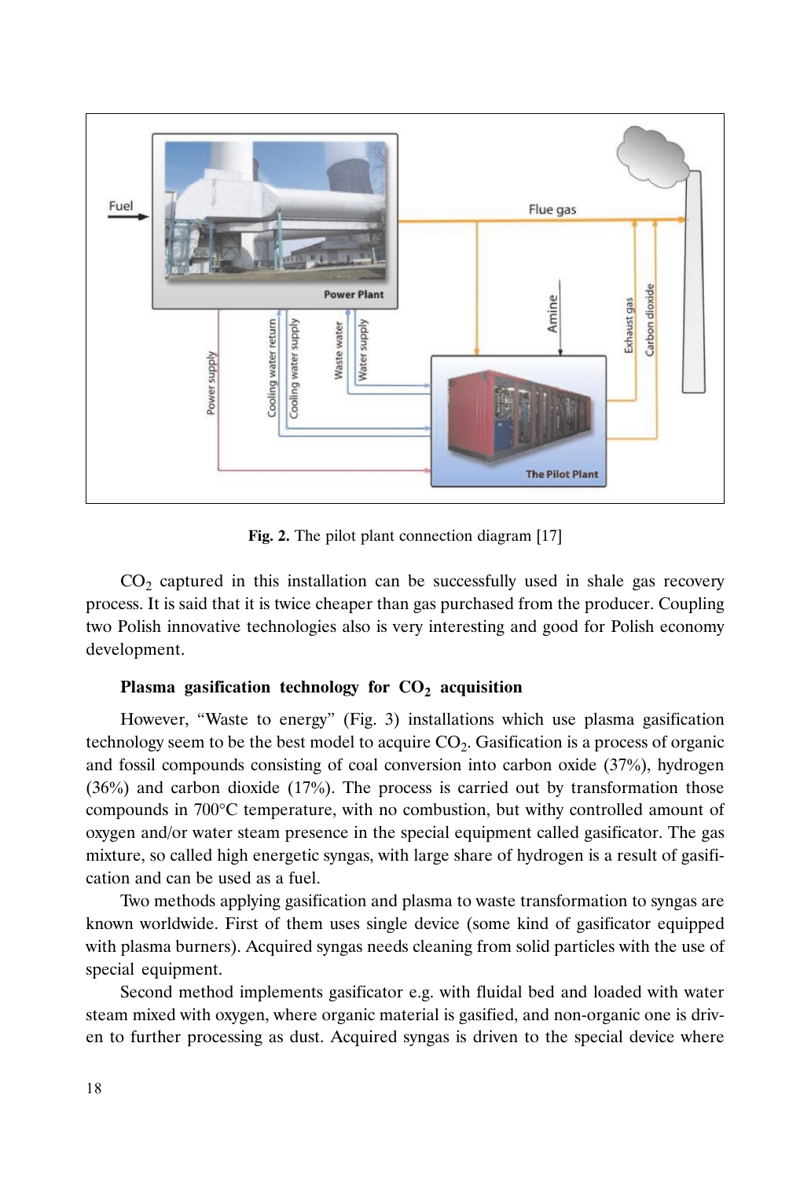**Fig. 2.** The pilot plant connection diagram [17]

$CO_2$ captured in this installation can be successfully used in shale gas recovery process. It is said that it is twice cheaper than gas purchased from the producer. Coupling two Polish innovative technologies also is very interesting and good for Polish economy development.

### Plasma gasification technology for $CO_2$ acquisition

However, "Waste to energy" (Fig. 3) installations which use plasma gasification technology seem to be the best model to acquire $CO_2$. Gasification is a process of organic and fossil compounds consisting of coal conversion into carbon oxide (37%), hydrogen (36%) and carbon dioxide (17%). The process is carried out by transformation those compounds in 700°C temperature, with no combustion, but withy controlled amount of oxygen and/or water steam presence in the special equipment called gasificator. The gas mixture, so called high energetic syngas, with large share of hydrogen is a result of gasification and can be used as a fuel.

Two methods applying gasification and plasma to waste transformation to syngas are known worldwide. First of them uses single device (some kind of gasificator equipped with plasma burners). Acquired syngas needs cleaning from solid particles with the use of special equipment.

Second method implements gasificator e.g. with fluidal bed and loaded with water steam mixed with oxygen, where organic material is gasified, and non-organic one is driven to further processing as dust. Acquired syngas is driven to the special device where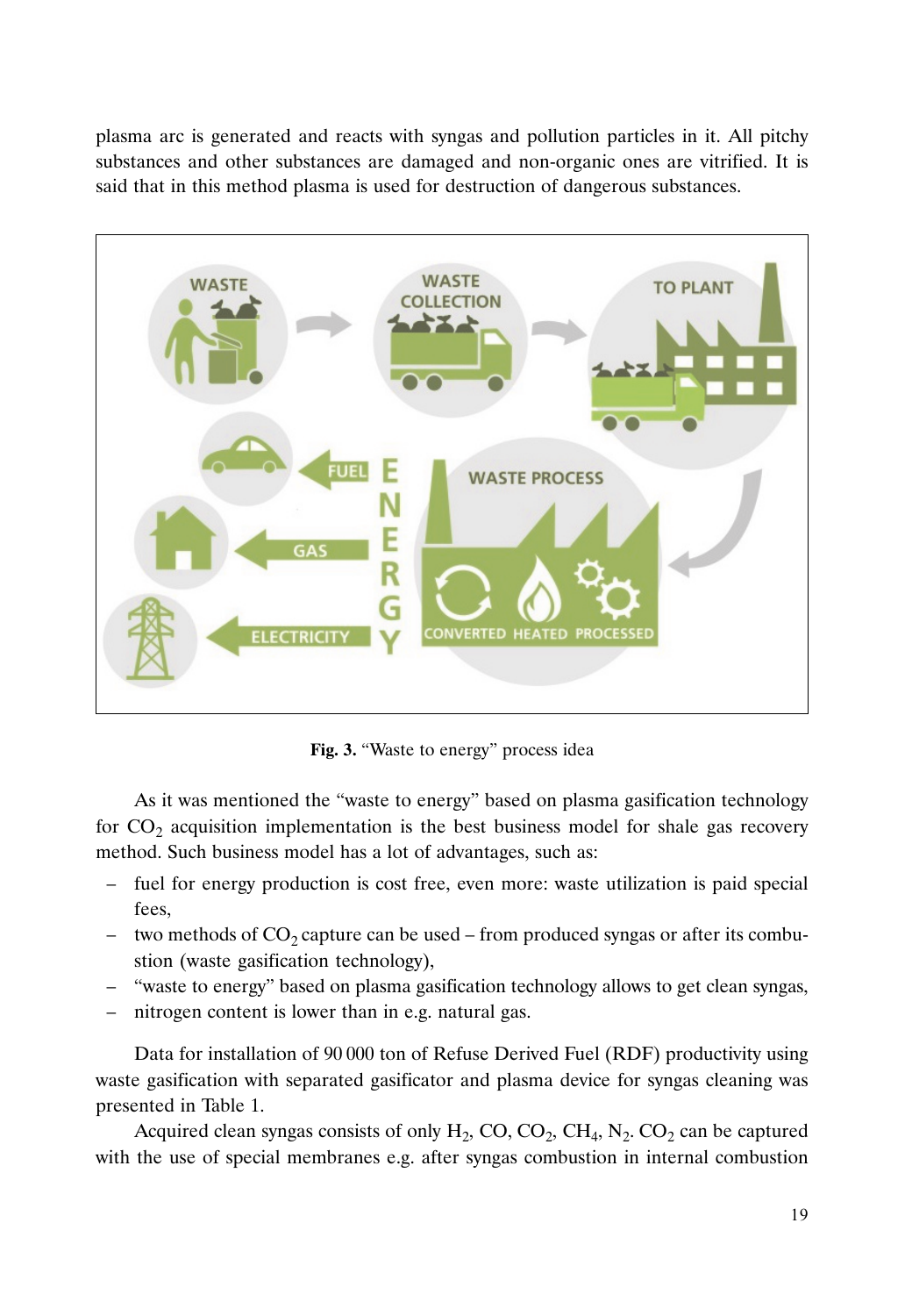plasma arc is generated and reacts with syngas and pollution particles in it. All pitchy substances and other substances are damaged and non-organic ones are vitrified. It is said that in this method plasma is used for destruction of dangerous substances.

**Fig. 3.** "Waste to energy" process idea

As it was mentioned the "waste to energy" based on plasma gasification technology for $CO_2$ acquisition implementation is the best business model for shale gas recovery method. Such business model has a lot of advantages, such as:

- fuel for energy production is cost free, even more: waste utilization is paid special fees,
- two methods of $CO_2$ capture can be used – from produced syngas or after its combustion (waste gasification technology),
- "waste to energy" based on plasma gasification technology allows to get clean syngas,
- nitrogen content is lower than in e.g. natural gas.

Data for installation of 90 000 ton of Refuse Derived Fuel (RDF) productivity using waste gasification with separated gasificator and plasma device for syngas cleaning was presented in Table 1.

Acquired clean syngas consists of only $H_2$, $CO$, $CO_2$, $CH_4$, $N_2$. $CO_2$ can be captured with the use of special membranes e.g. after syngas combustion in internal combustion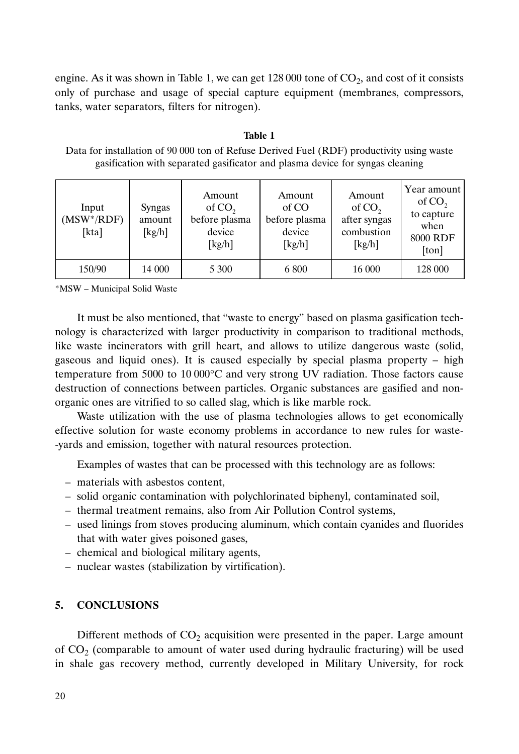engine. As it was shown in Table 1, we can get 128 000 tone of $CO_2$, and cost of it consists only of purchase and usage of special capture equipment (membranes, compressors, tanks, water separators, filters for nitrogen).

**Table 1**

Data for installation of 90 000 ton of Refuse Derived Fuel (RDF) productivity using waste gasification with separated gasificator and plasma device for syngas cleaning

| Input (MSW*/RDF) [kta] | Syngas amount [kg/h] | Amount of $CO_2$ before plasma device [kg/h] | Amount of CO before plasma device [kg/h] | Amount of $CO_2$ after syngas combustion [kg/h] | Year amount of $CO_2$ to capture when 8000 RDF [ton] |
|---|---|---|---|---|---|
| 150/90 | 14 000 | 5 300 | 6 800 | 16 000 | 128 000 |

*MSW – Municipal Solid Waste

It must be also mentioned, that "waste to energy" based on plasma gasification technology is characterized with larger productivity in comparison to traditional methods, like waste incinerators with grill heart, and allows to utilize dangerous waste (solid, gaseous and liquid ones). It is caused especially by special plasma property – high temperature from 5000 to 10 000°C and very strong UV radiation. Those factors cause destruction of connections between particles. Organic substances are gasified and non-organic ones are vitrified to so called slag, which is like marble rock.

Waste utilization with the use of plasma technologies allows to get economically effective solution for waste economy problems in accordance to new rules for waste--yards and emission, together with natural resources protection.

Examples of wastes that can be processed with this technology are as follows:

- materials with asbestos content,
- solid organic contamination with polychlorinated biphenyl, contaminated soil,
- thermal treatment remains, also from Air Pollution Control systems,
- used linings from stoves producing aluminum, which contain cyanides and fluorides that with water gives poisoned gases,
- chemical and biological military agents,
- nuclear wastes (stabilization by virtification).

## 5. CONCLUSIONS

Different methods of $CO_2$ acquisition were presented in the paper. Large amount of $CO_2$ (comparable to amount of water used during hydraulic fracturing) will be used in shale gas recovery method, currently developed in Military University, for rock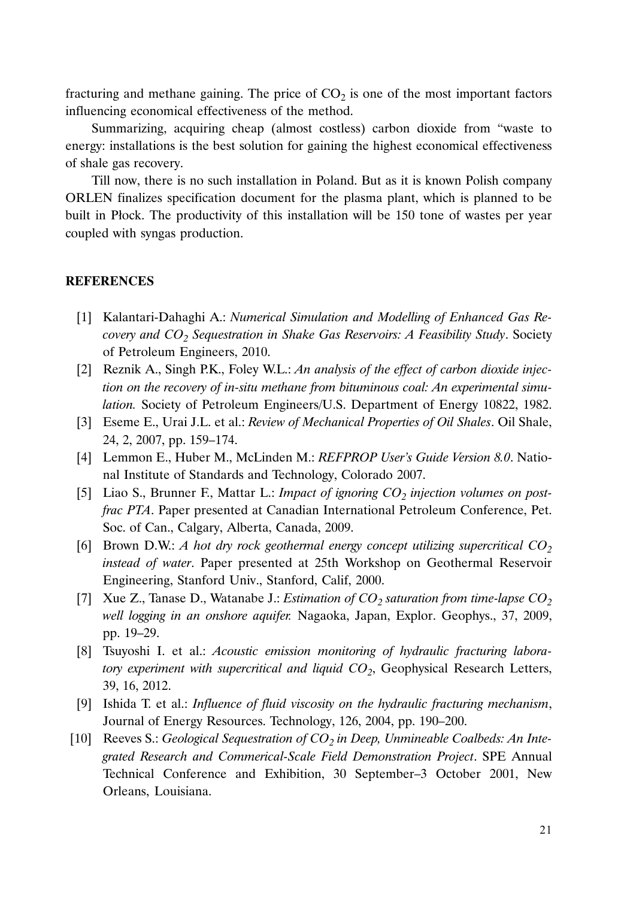fracturing and methane gaining. The price of $CO_2$ is one of the most important factors influencing economical effectiveness of the method.

Summarizing, acquiring cheap (almost costless) carbon dioxide from "waste to energy: installations is the best solution for gaining the highest economical effectiveness of shale gas recovery.

Till now, there is no such installation in Poland. But as it is known Polish company ORLEN finalizes specification document for the plasma plant, which is planned to be built in Płock. The productivity of this installation will be 150 tone of wastes per year coupled with syngas production.

## REFERENCES

[1] Kalantari-Dahaghi A.: *Numerical Simulation and Modelling of Enhanced Gas Recovery and $CO_2$ Sequestration in Shake Gas Reservoirs: A Feasibility Study*. Society of Petroleum Engineers, 2010.

[2] Reznik A., Singh P.K., Foley W.L.: *An analysis of the effect of carbon dioxide injection on the recovery of in-situ methane from bituminous coal: An experimental simulation.* Society of Petroleum Engineers/U.S. Department of Energy 10822, 1982.

[3] Eseme E., Urai J.L. et al.: *Review of Mechanical Properties of Oil Shales*. Oil Shale, 24, 2, 2007, pp. 159–174.

[4] Lemmon E., Huber M., McLinden M.: *REFPROP User's Guide Version 8.0*. National Institute of Standards and Technology, Colorado 2007.

[5] Liao S., Brunner F., Mattar L.: *Impact of ignoring $CO_2$ injection volumes on post-frac PTA*. Paper presented at Canadian International Petroleum Conference, Pet. Soc. of Can., Calgary, Alberta, Canada, 2009.

[6] Brown D.W.: *A hot dry rock geothermal energy concept utilizing supercritical $CO_2$ instead of water*. Paper presented at 25th Workshop on Geothermal Reservoir Engineering, Stanford Univ., Stanford, Calif, 2000.

[7] Xue Z., Tanase D., Watanabe J.: *Estimation of $CO_2$ saturation from time-lapse $CO_2$ well logging in an onshore aquifer.* Nagaoka, Japan, Explor. Geophys., 37, 2009, pp. 19–29.

[8] Tsuyoshi I. et al.: *Acoustic emission monitoring of hydraulic fracturing laboratory experiment with supercritical and liquid $CO_2$*, Geophysical Research Letters, 39, 16, 2012.

[9] Ishida T. et al.: *Influence of fluid viscosity on the hydraulic fracturing mechanism*, Journal of Energy Resources. Technology, 126, 2004, pp. 190–200.

[10] Reeves S.: *Geological Sequestration of $CO_2$ in Deep, Unmineable Coalbeds: An Integrated Research and Commerical-Scale Field Demonstration Project*. SPE Annual Technical Conference and Exhibition, 30 September–3 October 2001, New Orleans, Louisiana.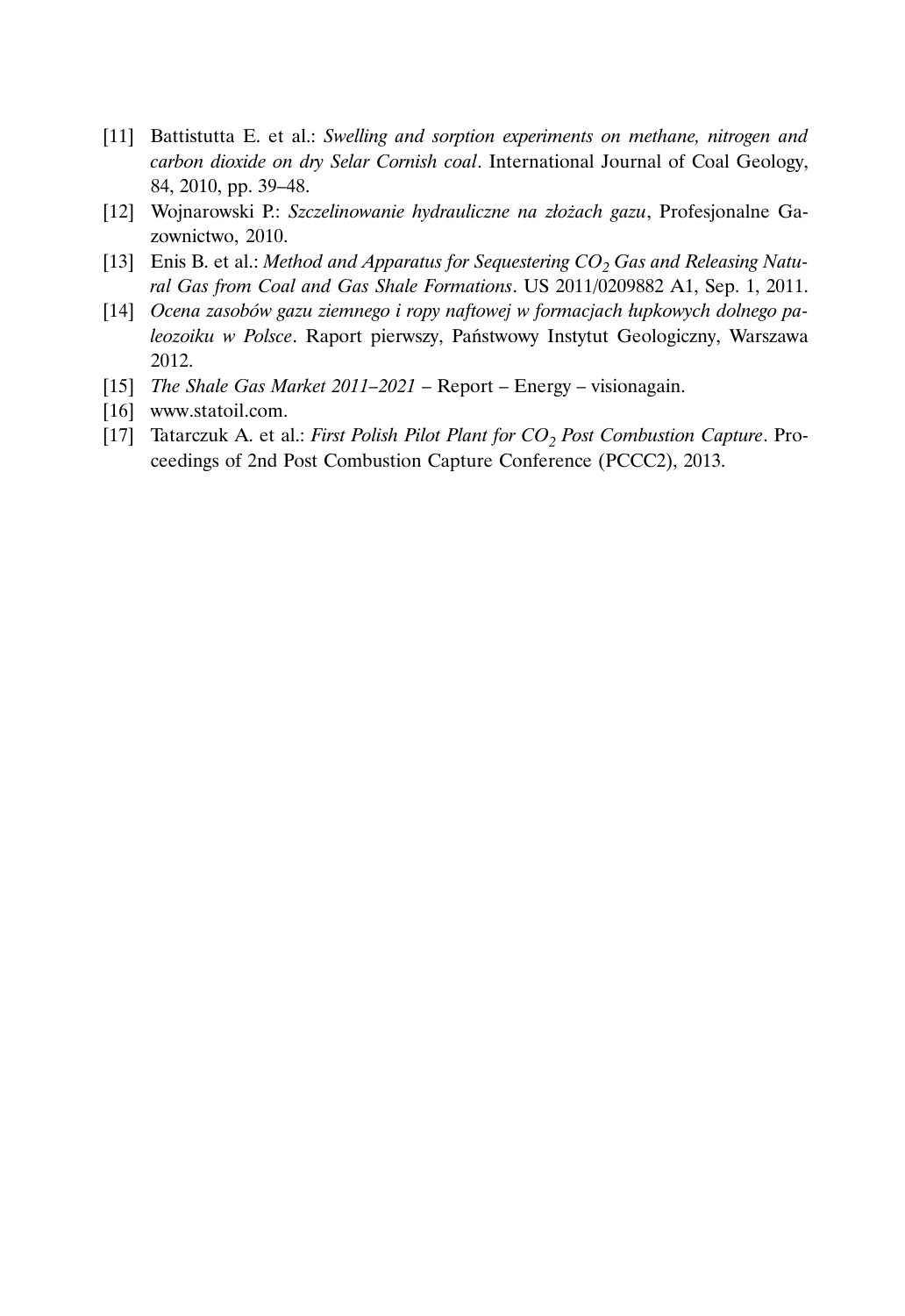[11] Battistutta E. et al.: *Swelling and sorption experiments on methane, nitrogen and carbon dioxide on dry Selar Cornish coal*. International Journal of Coal Geology, 84, 2010, pp. 39–48.

[12] Wojnarowski P.: *Szczelinowanie hydrauliczne na złożach gazu*, Profesjonalne Gazownictwo, 2010.

[13] Enis B. et al.: *Method and Apparatus for Sequestering $CO_2$ Gas and Releasing Natural Gas from Coal and Gas Shale Formations*. US 2011/0209882 A1, Sep. 1, 2011.

[14] *Ocena zasobów gazu ziemnego i ropy naftowej w formacjach łupkowych dolnego paleozoiku w Polsce*. Raport pierwszy, Państwowy Instytut Geologiczny, Warszawa 2012.

[15] *The Shale Gas Market 2011–2021* – Report – Energy – visionagain.

[16] www.statoil.com.

[17] Tatarczuk A. et al.: *First Polish Pilot Plant for $CO_2$ Post Combustion Capture*. Proceedings of 2nd Post Combustion Capture Conference (PCCC2), 2013.